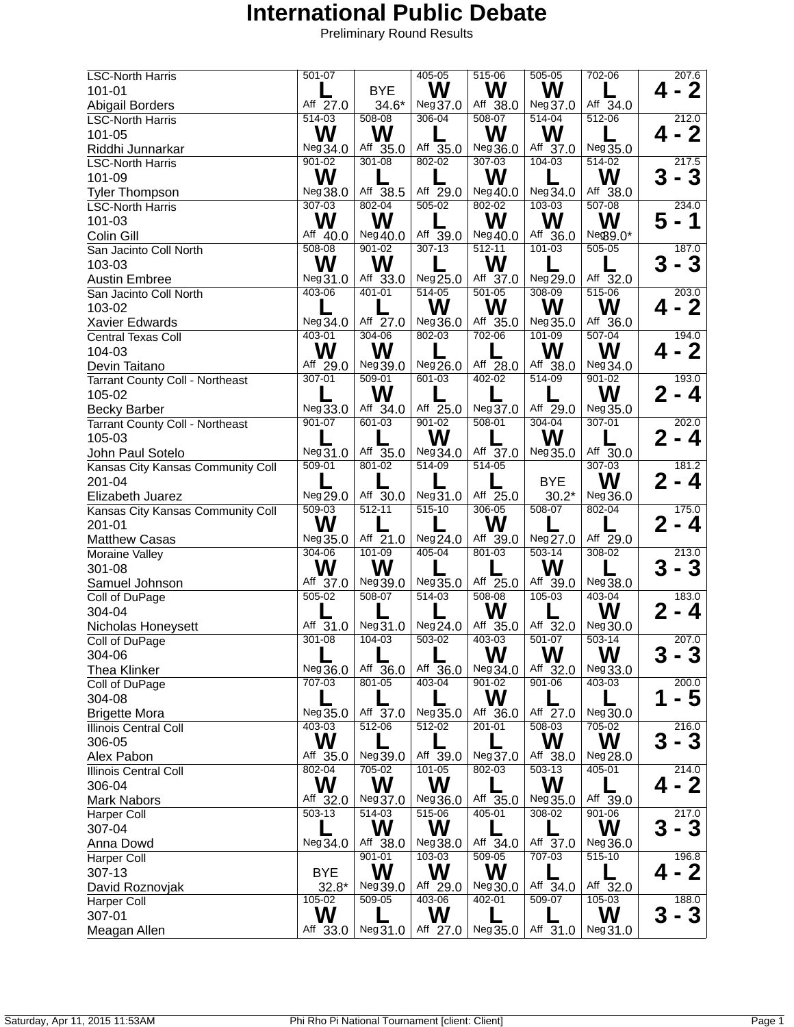# International Public Debate

Preliminary Round Results

| Team | Round 1 | Round 2 | Round 3 | Round 4 | Round 5 | Round 6 | Record |
|---|---|---|---|---|---|---|---|
| LSC-North Harris 101-01 Abigail Borders | 501-07 L Aff 27.0 | BYE 34.6* | 405-05 W Neg 37.0 | 515-06 W Aff 38.0 | 505-05 W Neg 37.0 | 702-06 L Aff 34.0 | 207.6 4 - 2 |
| LSC-North Harris 101-05 Riddhi Junnarkar | 514-03 W Neg 34.0 | 508-08 W Aff 35.0 | 306-04 L Aff 35.0 | 508-07 W Neg 36.0 | 514-04 W Aff 37.0 | 512-06 L Neg 35.0 | 212.0 4 - 2 |
| LSC-North Harris 101-09 Tyler Thompson | 901-02 W Neg 38.0 | 301-08 L Aff 38.5 | 802-02 L Aff 29.0 | 307-03 W Neg 40.0 | 104-03 L Neg 34.0 | 514-02 W Aff 38.0 | 217.5 3 - 3 |
| LSC-North Harris 101-03 Colin Gill | 307-03 W Aff 40.0 | 802-04 W Neg 40.0 | 505-02 L Aff 39.0 | 802-02 W Neg 40.0 | 103-03 W Aff 36.0 | 507-08 W Neg 39.0* | 234.0 5 - 1 |
| San Jacinto Coll North 103-03 Austin Embree | 508-08 W Neg 31.0 | 901-02 W Aff 33.0 | 307-13 L Neg 25.0 | 512-11 W Aff 37.0 | 101-03 L Neg 29.0 | 505-05 L Aff 32.0 | 187.0 3 - 3 |
| San Jacinto Coll North 103-02 Xavier Edwards | 403-06 L Neg 34.0 | 401-01 L Aff 27.0 | 514-05 W Neg 36.0 | 501-05 W Aff 35.0 | 308-09 W Neg 35.0 | 515-06 W Aff 36.0 | 203.0 4 - 2 |
| Central Texas Coll 104-03 Devin Taitano | 403-01 W Aff 29.0 | 304-06 W Neg 39.0 | 802-03 L Neg 26.0 | 702-06 L Aff 28.0 | 101-09 W Aff 38.0 | 507-04 W Neg 34.0 | 194.0 4 - 2 |
| Tarrant County Coll - Northeast 105-02 Becky Barber | 307-01 L Neg 33.0 | 509-01 W Aff 34.0 | 601-03 L Aff 25.0 | 402-02 L Neg 37.0 | 514-09 L Aff 29.0 | 901-02 W Neg 35.0 | 193.0 2 - 4 |
| Tarrant County Coll - Northeast 105-03 John Paul Sotelo | 901-07 L Neg 31.0 | 601-03 L Aff 35.0 | 901-02 W Neg 34.0 | 508-01 L Aff 37.0 | 304-04 W Neg 35.0 | 307-01 L Aff 30.0 | 202.0 2 - 4 |
| Kansas City Kansas Community Coll 201-04 Elizabeth Juarez | 509-01 L Neg 29.0 | 801-02 L Aff 30.0 | 514-09 L Neg 31.0 | 514-05 L Aff 25.0 | BYE 30.2* | 307-03 W Neg 36.0 | 181.2 2 - 4 |
| Kansas City Kansas Community Coll 201-01 Matthew Casas | 509-03 W Neg 35.0 | 512-11 L Aff 21.0 | 515-10 L Neg 24.0 | 306-05 W Aff 39.0 | 508-07 L Neg 27.0 | 802-04 L Aff 29.0 | 175.0 2 - 4 |
| Moraine Valley 301-08 Samuel Johnson | 304-06 W Aff 37.0 | 101-09 W Neg 39.0 | 405-04 L Neg 35.0 | 801-03 L Aff 25.0 | 503-14 W Aff 39.0 | 308-02 L Neg 38.0 | 213.0 3 - 3 |
| Coll of DuPage 304-04 Nicholas Honeysett | 505-02 L Aff 31.0 | 508-07 L Neg 31.0 | 514-03 L Neg 24.0 | 508-08 W Aff 35.0 | 105-03 L Aff 32.0 | 403-04 W Neg 30.0 | 183.0 2 - 4 |
| Coll of DuPage 304-06 Thea Klinker | 301-08 L Neg 36.0 | 104-03 L Aff 36.0 | 503-02 L Aff 36.0 | 403-03 W Neg 34.0 | 501-07 W Aff 32.0 | 503-14 W Neg 33.0 | 207.0 3 - 3 |
| Coll of DuPage 304-08 Brigette Mora | 707-03 L Neg 35.0 | 801-05 L Aff 37.0 | 403-04 L Neg 35.0 | 901-02 W Aff 36.0 | 901-06 L Aff 27.0 | 403-03 L Neg 30.0 | 200.0 1 - 5 |
| Illinois Central Coll 306-05 Alex Pabon | 403-03 W Aff 35.0 | 512-06 L Neg 39.0 | 512-02 L Aff 39.0 | 201-01 L Neg 37.0 | 508-03 W Aff 38.0 | 705-02 W Neg 28.0 | 216.0 3 - 3 |
| Illinois Central Coll 306-04 Mark Nabors | 802-04 W Aff 32.0 | 705-02 W Neg 37.0 | 101-05 W Neg 36.0 | 802-03 L Aff 35.0 | 503-13 W Neg 35.0 | 405-01 L Aff 39.0 | 214.0 4 - 2 |
| Harper Coll 307-04 Anna Dowd | 503-13 L Neg 34.0 | 514-03 W Aff 38.0 | 515-06 W Neg 38.0 | 405-01 L Aff 34.0 | 308-02 L Aff 37.0 | 901-06 W Neg 36.0 | 217.0 3 - 3 |
| Harper Coll 307-13 David Roznovjak | BYE 32.8* | 901-01 W Neg 39.0 | 103-03 W Aff 29.0 | 509-05 W Neg 30.0 | 707-03 L Aff 34.0 | 515-10 L Aff 32.0 | 196.8 4 - 2 |
| Harper Coll 307-01 Meagan Allen | 105-02 W Aff 33.0 | 509-05 L Neg 31.0 | 403-06 W Aff 27.0 | 402-01 L Neg 35.0 | 509-07 L Aff 31.0 | 105-03 W Neg 31.0 | 188.0 3 - 3 |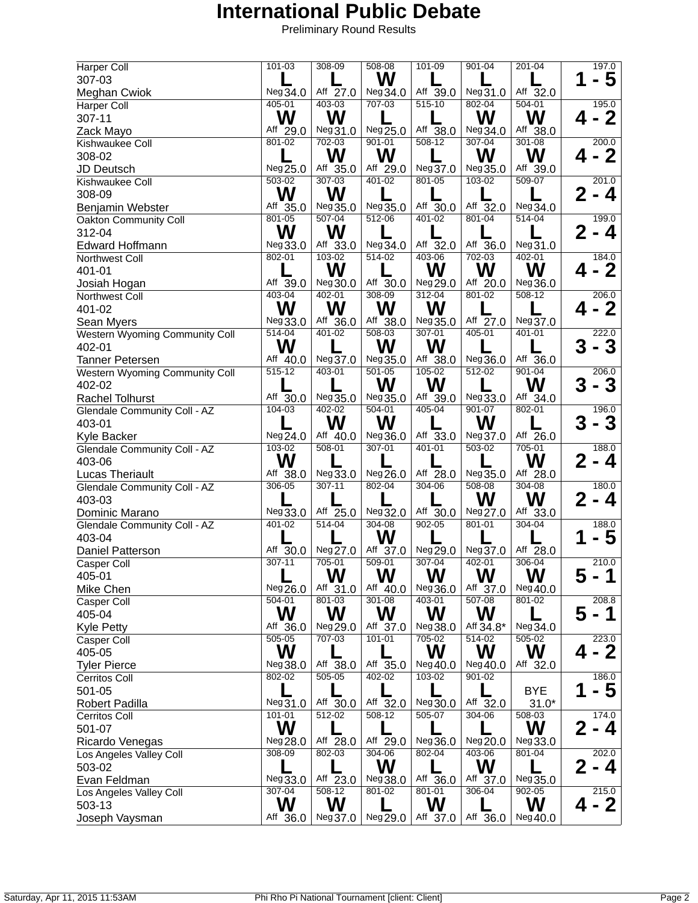# International Public Debate

Preliminary Round Results

| Competitor | Round 1 | Round 2 | Round 3 | Round 4 | Round 5 | Round 6 | Total / Record |
|---|---|---|---|---|---|---|---|
| Harper Coll<br>307-03<br>Meghan Cwiok | 101-03<br>L<br>Neg 34.0 | 308-09<br>L<br>Aff 27.0 | 508-08<br>W<br>Neg 34.0 | 101-09<br>L<br>Aff 39.0 | 901-04<br>L<br>Neg 31.0 | 201-04<br>L<br>Aff 32.0 | 197.0<br>1 - 5 |
| Harper Coll<br>307-11<br>Zack Mayo | 405-01<br>W<br>Aff 29.0 | 403-03<br>W<br>Neg 31.0 | 707-03<br>L<br>Neg 25.0 | 515-10<br>L<br>Aff 38.0 | 802-04<br>W<br>Neg 34.0 | 504-01<br>W<br>Aff 38.0 | 195.0<br>4 - 2 |
| Kishwaukee Coll<br>308-02<br>JD Deutsch | 801-02<br>L<br>Neg 25.0 | 702-03<br>W<br>Aff 35.0 | 901-01<br>W<br>Aff 29.0 | 508-12<br>L<br>Neg 37.0 | 307-04<br>W<br>Neg 35.0 | 301-08<br>W<br>Aff 39.0 | 200.0<br>4 - 2 |
| Kishwaukee Coll<br>308-09<br>Benjamin Webster | 503-02<br>W<br>Aff 35.0 | 307-03<br>W<br>Neg 35.0 | 401-02<br>L<br>Neg 35.0 | 801-05<br>L<br>Aff 30.0 | 103-02<br>L<br>Aff 32.0 | 509-07<br>L<br>Neg 34.0 | 201.0<br>2 - 4 |
| Oakton Community Coll<br>312-04<br>Edward Hoffmann | 801-05<br>W<br>Neg 33.0 | 507-04<br>W<br>Aff 33.0 | 512-06<br>L<br>Neg 34.0 | 401-02<br>L<br>Aff 32.0 | 801-04<br>L<br>Aff 36.0 | 514-04<br>L<br>Neg 31.0 | 199.0<br>2 - 4 |
| Northwest Coll<br>401-01<br>Josiah Hogan | 802-01<br>L<br>Aff 39.0 | 103-02<br>W<br>Neg 30.0 | 514-02<br>L<br>Aff 30.0 | 403-06<br>W<br>Neg 29.0 | 702-03<br>W<br>Aff 20.0 | 402-01<br>W<br>Neg 36.0 | 184.0<br>4 - 2 |
| Northwest Coll<br>401-02<br>Sean Myers | 403-04<br>W<br>Neg 33.0 | 402-01<br>W<br>Aff 36.0 | 308-09<br>W<br>Aff 38.0 | 312-04<br>W<br>Neg 35.0 | 801-02<br>L<br>Aff 27.0 | 508-12<br>L<br>Neg 37.0 | 206.0<br>4 - 2 |
| Western Wyoming Community Coll<br>402-01<br>Tanner Petersen | 514-04<br>W<br>Aff 40.0 | 401-02<br>L<br>Neg 37.0 | 508-03<br>W<br>Neg 35.0 | 307-01<br>W<br>Aff 38.0 | 405-01<br>L<br>Neg 36.0 | 401-01<br>L<br>Aff 36.0 | 222.0<br>3 - 3 |
| Western Wyoming Community Coll<br>402-02<br>Rachel Tolhurst | 515-12<br>L<br>Aff 30.0 | 403-01<br>L<br>Neg 35.0 | 501-05<br>W<br>Neg 35.0 | 105-02<br>W<br>Aff 39.0 | 512-02<br>L<br>Neg 33.0 | 901-04<br>W<br>Aff 34.0 | 206.0<br>3 - 3 |
| Glendale Community Coll - AZ<br>403-01<br>Kyle Backer | 104-03<br>L<br>Neg 24.0 | 402-02<br>W<br>Aff 40.0 | 504-01<br>W<br>Neg 36.0 | 405-04<br>L<br>Aff 33.0 | 901-07<br>W<br>Neg 37.0 | 802-01<br>L<br>Aff 26.0 | 196.0<br>3 - 3 |
| Glendale Community Coll - AZ<br>403-06<br>Lucas Theriault | 103-02<br>W<br>Aff 38.0 | 508-01<br>L<br>Neg 33.0 | 307-01<br>L<br>Neg 26.0 | 401-01<br>L<br>Aff 28.0 | 503-02<br>L<br>Neg 35.0 | 705-01<br>W<br>Aff 28.0 | 188.0<br>2 - 4 |
| Glendale Community Coll - AZ<br>403-03<br>Dominic Marano | 306-05<br>L<br>Neg 33.0 | 307-11<br>L<br>Aff 25.0 | 802-04<br>L<br>Neg 32.0 | 304-06<br>L<br>Aff 30.0 | 508-08<br>W<br>Neg 27.0 | 304-08<br>W<br>Aff 33.0 | 180.0<br>2 - 4 |
| Glendale Community Coll - AZ<br>403-04<br>Daniel Patterson | 401-02<br>L<br>Aff 30.0 | 514-04<br>L<br>Neg 27.0 | 304-08<br>W<br>Aff 37.0 | 902-05<br>L<br>Neg 29.0 | 801-01<br>L<br>Neg 37.0 | 304-04<br>L<br>Aff 28.0 | 188.0<br>1 - 5 |
| Casper Coll<br>405-01<br>Mike Chen | 307-11<br>L<br>Neg 26.0 | 705-01<br>W<br>Aff 31.0 | 509-01<br>W<br>Aff 40.0 | 307-04<br>W<br>Neg 36.0 | 402-01<br>W<br>Aff 37.0 | 306-04<br>W<br>Neg 40.0 | 210.0<br>5 - 1 |
| Casper Coll<br>405-04<br>Kyle Petty | 504-01<br>W<br>Aff 36.0 | 801-03<br>W<br>Neg 29.0 | 301-08<br>W<br>Aff 37.0 | 403-01<br>W<br>Neg 38.0 | 507-08<br>W<br>Aff 34.8* | 801-02<br>L<br>Neg 34.0 | 208.8<br>5 - 1 |
| Casper Coll<br>405-05<br>Tyler Pierce | 505-05<br>W<br>Neg 38.0 | 707-03<br>L<br>Aff 38.0 | 101-01<br>L<br>Aff 35.0 | 705-02<br>W<br>Neg 40.0 | 514-02<br>W<br>Neg 40.0 | 505-02<br>W<br>Aff 32.0 | 223.0<br>4 - 2 |
| Cerritos Coll<br>501-05<br>Robert Padilla | 802-02<br>L<br>Neg 31.0 | 505-05<br>L<br>Aff 30.0 | 402-02<br>L<br>Aff 32.0 | 103-02<br>L<br>Neg 30.0 | 901-02<br>L<br>Aff 32.0 | BYE<br>31.0* | 186.0<br>1 - 5 |
| Cerritos Coll<br>501-07<br>Ricardo Venegas | 101-01<br>W<br>Neg 28.0 | 512-02<br>L<br>Aff 28.0 | 508-12<br>L<br>Aff 29.0 | 505-07<br>L<br>Neg 36.0 | 304-06<br>L<br>Neg 20.0 | 508-03<br>W<br>Neg 33.0 | 174.0<br>2 - 4 |
| Los Angeles Valley Coll<br>503-02<br>Evan Feldman | 308-09<br>L<br>Neg 33.0 | 802-03<br>L<br>Aff 23.0 | 304-06<br>W<br>Neg 38.0 | 802-04<br>L<br>Aff 36.0 | 403-06<br>W<br>Aff 37.0 | 801-04<br>L<br>Neg 35.0 | 202.0<br>2 - 4 |
| Los Angeles Valley Coll<br>503-13<br>Joseph Vaysman | 307-04<br>W<br>Aff 36.0 | 508-12<br>W<br>Neg 37.0 | 801-02<br>L<br>Neg 29.0 | 801-01<br>W<br>Aff 37.0 | 306-04<br>L<br>Aff 36.0 | 902-05<br>W<br>Neg 40.0 | 215.0<br>4 - 2 |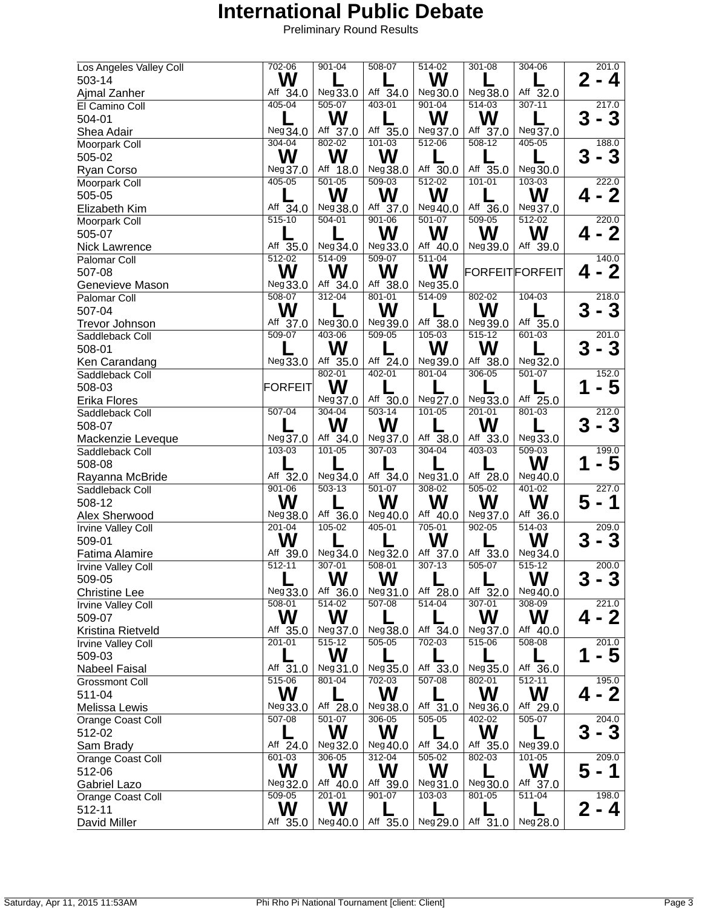# International Public Debate

Preliminary Round Results

| Team | Round 1 | Round 2 | Round 3 | Round 4 | Round 5 | Round 6 | Total / Record |
|---|---|---|---|---|---|---|---|
| Los Angeles Valley Coll 503-14 Ajmal Zanher | 702-06 W Aff 34.0 | 901-04 L Neg 33.0 | 508-07 L Aff 34.0 | 514-02 W Neg 30.0 | 301-08 L Neg 38.0 | 304-06 L Aff 32.0 | 201.0 2 - 4 |
| El Camino Coll 504-01 Shea Adair | 405-04 L Neg 34.0 | 505-07 W Aff 37.0 | 403-01 L Aff 35.0 | 901-04 W Neg 37.0 | 514-03 W Aff 37.0 | 307-11 L Neg 37.0 | 217.0 3 - 3 |
| Moorpark Coll 505-02 Ryan Corso | 304-04 W Neg 37.0 | 802-02 W Aff 18.0 | 101-03 W Neg 38.0 | 512-06 L Aff 30.0 | 508-12 L Aff 35.0 | 405-05 L Neg 30.0 | 188.0 3 - 3 |
| Moorpark Coll 505-05 Elizabeth Kim | 405-05 L Aff 34.0 | 501-05 W Neg 38.0 | 509-03 W Aff 37.0 | 512-02 W Neg 40.0 | 101-01 L Aff 36.0 | 103-03 W Neg 37.0 | 222.0 4 - 2 |
| Moorpark Coll 505-07 Nick Lawrence | 515-10 L Aff 35.0 | 504-01 L Neg 34.0 | 901-06 W Neg 33.0 | 501-07 W Aff 40.0 | 509-05 W Neg 39.0 | 512-02 W Aff 39.0 | 220.0 4 - 2 |
| Palomar Coll 507-08 Genevieve Mason | 512-02 W Neg 33.0 | 514-09 W Aff 34.0 | 509-07 W Aff 38.0 | 511-04 W Neg 35.0 | FORFEIT | FORFEIT | 140.0 4 - 2 |
| Palomar Coll 507-04 Trevor Johnson | 508-07 W Aff 37.0 | 312-04 L Neg 30.0 | 801-01 W Neg 39.0 | 514-09 L Aff 38.0 | 802-02 W Neg 39.0 | 104-03 L Aff 35.0 | 218.0 3 - 3 |
| Saddleback Coll 508-01 Ken Carandang | 509-07 L Neg 33.0 | 403-06 W Aff 35.0 | 509-05 L Aff 24.0 | 105-03 W Neg 39.0 | 515-12 W Aff 38.0 | 601-03 L Neg 32.0 | 201.0 3 - 3 |
| Saddleback Coll 508-03 Erika Flores | FORFEIT | 802-01 W Neg 37.0 | 402-01 L Aff 30.0 | 801-04 L Neg 27.0 | 306-05 L Neg 33.0 | 501-07 L Aff 25.0 | 152.0 1 - 5 |
| Saddleback Coll 508-07 Mackenzie Leveque | 507-04 L Neg 37.0 | 304-04 W Aff 34.0 | 503-14 W Neg 37.0 | 101-05 W Aff 38.0 | 201-01 W Aff 33.0 | 801-03 L Neg 33.0 | 212.0 3 - 3 |
| Saddleback Coll 508-08 Rayanna McBride | 103-03 L Aff 32.0 | 101-05 L Neg 34.0 | 307-03 L Aff 34.0 | 304-04 L Neg 31.0 | 403-03 L Aff 28.0 | 509-03 W Neg 40.0 | 199.0 1 - 5 |
| Saddleback Coll 508-12 Alex Sherwood | 901-06 W Neg 38.0 | 503-13 L Aff 36.0 | 501-07 W Neg 40.0 | 308-02 W Aff 40.0 | 505-02 W Neg 37.0 | 401-02 W Aff 36.0 | 227.0 5 - 1 |
| Irvine Valley Coll 509-01 Fatima Alamire | 201-04 W Aff 39.0 | 105-02 L Neg 34.0 | 405-01 L Neg 32.0 | 705-01 W Aff 37.0 | 902-05 L Aff 33.0 | 514-03 W Neg 34.0 | 209.0 3 - 3 |
| Irvine Valley Coll 509-05 Christine Lee | 512-11 L Neg 33.0 | 307-01 W Aff 36.0 | 508-01 W Neg 31.0 | 307-13 L Aff 28.0 | 505-07 L Aff 32.0 | 515-12 W Neg 40.0 | 200.0 3 - 3 |
| Irvine Valley Coll 509-07 Kristina Rietveld | 508-01 W Aff 35.0 | 514-02 W Neg 37.0 | 507-08 L Neg 38.0 | 514-04 L Aff 34.0 | 307-01 W Neg 37.0 | 308-09 W Aff 40.0 | 221.0 4 - 2 |
| Irvine Valley Coll 509-03 Nabeel Faisal | 201-01 L Aff 31.0 | 515-12 W Neg 31.0 | 505-05 L Neg 35.0 | 702-03 L Aff 33.0 | 515-06 L Neg 35.0 | 508-08 L Aff 36.0 | 201.0 1 - 5 |
| Grossmont Coll 511-04 Melissa Lewis | 515-06 W Neg 33.0 | 801-04 L Aff 28.0 | 702-03 W Neg 38.0 | 507-08 L Aff 31.0 | 802-01 W Neg 36.0 | 512-11 W Aff 29.0 | 195.0 4 - 2 |
| Orange Coast Coll 512-02 Sam Brady | 507-08 L Aff 24.0 | 501-07 W Neg 32.0 | 306-05 W Neg 40.0 | 505-05 L Aff 34.0 | 402-02 W Aff 35.0 | 505-07 L Neg 39.0 | 204.0 3 - 3 |
| Orange Coast Coll 512-06 Gabriel Lazo | 601-03 W Neg 32.0 | 306-05 W Aff 40.0 | 312-04 W Aff 39.0 | 505-02 W Neg 31.0 | 802-03 L Neg 30.0 | 101-05 W Aff 37.0 | 209.0 5 - 1 |
| Orange Coast Coll 512-11 David Miller | 509-05 W Aff 35.0 | 201-01 W Neg 40.0 | 901-07 L Aff 35.0 | 103-03 L Neg 29.0 | 801-05 L Aff 31.0 | 511-04 L Neg 28.0 | 198.0 2 - 4 |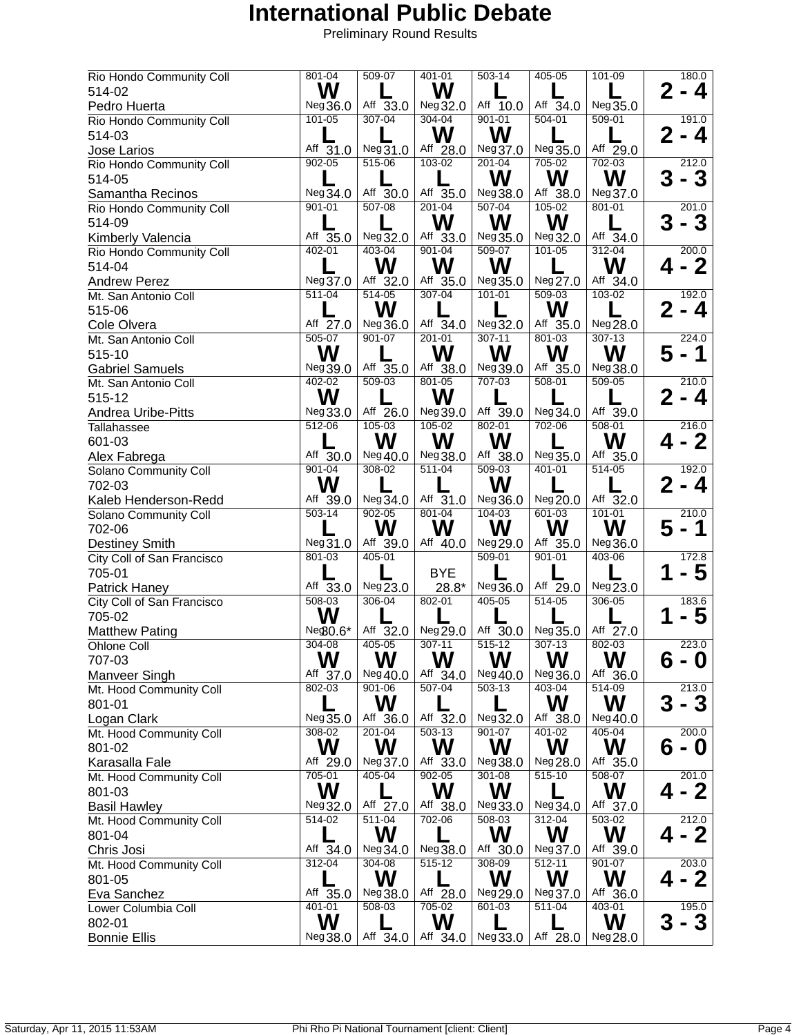# International Public Debate

Preliminary Round Results

| Team | Round 1 | Round 2 | Round 3 | Round 4 | Round 5 | Round 6 | Total / Record |
|---|---|---|---|---|---|---|---|
| Rio Hondo Community Coll 514-02 Pedro Huerta | 801-04 W Neg 36.0 | 509-07 L Aff 33.0 | 401-01 W Neg 32.0 | 503-14 L Aff 10.0 | 405-05 L Aff 34.0 | 101-09 L Neg 35.0 | 180.0 2 - 4 |
| Rio Hondo Community Coll 514-03 Jose Larios | 101-05 L Aff 31.0 | 307-04 L Neg 31.0 | 304-04 W Aff 28.0 | 901-01 W Neg 37.0 | 504-01 L Neg 35.0 | 509-01 L Aff 29.0 | 191.0 2 - 4 |
| Rio Hondo Community Coll 514-05 Samantha Recinos | 902-05 L Neg 34.0 | 515-06 L Aff 30.0 | 103-02 L Aff 35.0 | 201-04 W Neg 38.0 | 705-02 W Aff 38.0 | 702-03 W Neg 37.0 | 212.0 3 - 3 |
| Rio Hondo Community Coll 514-09 Kimberly Valencia | 901-01 L Aff 35.0 | 507-08 L Neg 32.0 | 201-04 W Aff 33.0 | 507-04 W Neg 35.0 | 105-02 W Neg 32.0 | 801-01 L Aff 34.0 | 201.0 3 - 3 |
| Rio Hondo Community Coll 514-04 Andrew Perez | 402-01 L Neg 37.0 | 403-04 W Aff 32.0 | 901-04 W Aff 35.0 | 509-07 W Neg 35.0 | 101-05 L Neg 27.0 | 312-04 W Aff 34.0 | 200.0 4 - 2 |
| Mt. San Antonio Coll 515-06 Cole Olvera | 511-04 L Aff 27.0 | 514-05 W Neg 36.0 | 307-04 L Aff 34.0 | 101-01 L Neg 32.0 | 509-03 W Aff 35.0 | 103-02 L Neg 28.0 | 192.0 2 - 4 |
| Mt. San Antonio Coll 515-10 Gabriel Samuels | 505-07 W Neg 39.0 | 901-07 L Aff 35.0 | 201-01 W Aff 38.0 | 307-11 W Neg 39.0 | 801-03 W Aff 35.0 | 307-13 W Neg 38.0 | 224.0 5 - 1 |
| Mt. San Antonio Coll 515-12 Andrea Uribe-Pitts | 402-02 W Neg 33.0 | 509-03 L Aff 26.0 | 801-05 W Neg 39.0 | 707-03 L Aff 39.0 | 508-01 L Neg 34.0 | 509-05 L Aff 39.0 | 210.0 2 - 4 |
| Tallahassee 601-03 Alex Fabrega | 512-06 L Aff 30.0 | 105-03 W Neg 40.0 | 105-02 W Neg 38.0 | 802-01 W Aff 38.0 | 702-06 L Neg 35.0 | 508-01 W Aff 35.0 | 216.0 4 - 2 |
| Solano Community Coll 702-03 Kaleb Henderson-Redd | 901-04 W Aff 39.0 | 308-02 L Neg 34.0 | 511-04 L Aff 31.0 | 509-03 W Neg 36.0 | 401-01 L Neg 20.0 | 514-05 L Aff 32.0 | 192.0 2 - 4 |
| Solano Community Coll 702-06 Destiney Smith | 503-14 L Neg 31.0 | 902-05 W Aff 39.0 | 801-04 W Aff 40.0 | 104-03 W Neg 29.0 | 601-03 W Aff 35.0 | 101-01 W Neg 36.0 | 210.0 5 - 1 |
| City Coll of San Francisco 705-01 Patrick Haney | 801-03 L Aff 33.0 | 405-01 L Neg 23.0 | BYE 28.8* | 509-01 L Neg 36.0 | 901-01 L Aff 29.0 | 403-06 L Neg 23.0 | 172.8 1 - 5 |
| City Coll of San Francisco 705-02 Matthew Pating | 508-03 W Neg 30.6* | 306-04 L Aff 32.0 | 802-01 L Neg 29.0 | 405-05 L Aff 30.0 | 514-05 L Neg 35.0 | 306-05 L Aff 27.0 | 183.6 1 - 5 |
| Ohlone Coll 707-03 Manveer Singh | 304-08 W Aff 37.0 | 405-05 W Neg 40.0 | 307-11 W Aff 34.0 | 515-12 W Neg 40.0 | 307-13 W Neg 36.0 | 802-03 W Aff 36.0 | 223.0 6 - 0 |
| Mt. Hood Community Coll 801-01 Logan Clark | 802-03 L Neg 35.0 | 901-06 W Aff 36.0 | 507-04 L Aff 32.0 | 503-13 L Neg 32.0 | 403-04 W Aff 38.0 | 514-09 W Neg 40.0 | 213.0 3 - 3 |
| Mt. Hood Community Coll 801-02 Karasalla Fale | 308-02 W Aff 29.0 | 201-04 W Neg 37.0 | 503-13 W Aff 33.0 | 901-07 W Neg 38.0 | 401-02 W Neg 28.0 | 405-04 W Aff 35.0 | 200.0 6 - 0 |
| Mt. Hood Community Coll 801-03 Basil Hawley | 705-01 W Neg 32.0 | 405-04 L Aff 27.0 | 902-05 W Aff 38.0 | 301-08 W Neg 33.0 | 515-10 L Neg 34.0 | 508-07 W Aff 37.0 | 201.0 4 - 2 |
| Mt. Hood Community Coll 801-04 Chris Josi | 514-02 L Aff 34.0 | 511-04 W Neg 34.0 | 702-06 L Neg 38.0 | 508-03 W Aff 30.0 | 312-04 W Neg 37.0 | 503-02 W Aff 39.0 | 212.0 4 - 2 |
| Mt. Hood Community Coll 801-05 Eva Sanchez | 312-04 L Aff 35.0 | 304-08 W Neg 38.0 | 515-12 L Aff 28.0 | 308-09 W Neg 29.0 | 512-11 W Neg 37.0 | 901-07 W Aff 36.0 | 203.0 4 - 2 |
| Lower Columbia Coll 802-01 Bonnie Ellis | 401-01 W Neg 38.0 | 508-03 L Aff 34.0 | 705-02 W Aff 34.0 | 601-03 L Neg 33.0 | 511-04 L Aff 28.0 | 403-01 W Neg 28.0 | 195.0 3 - 3 |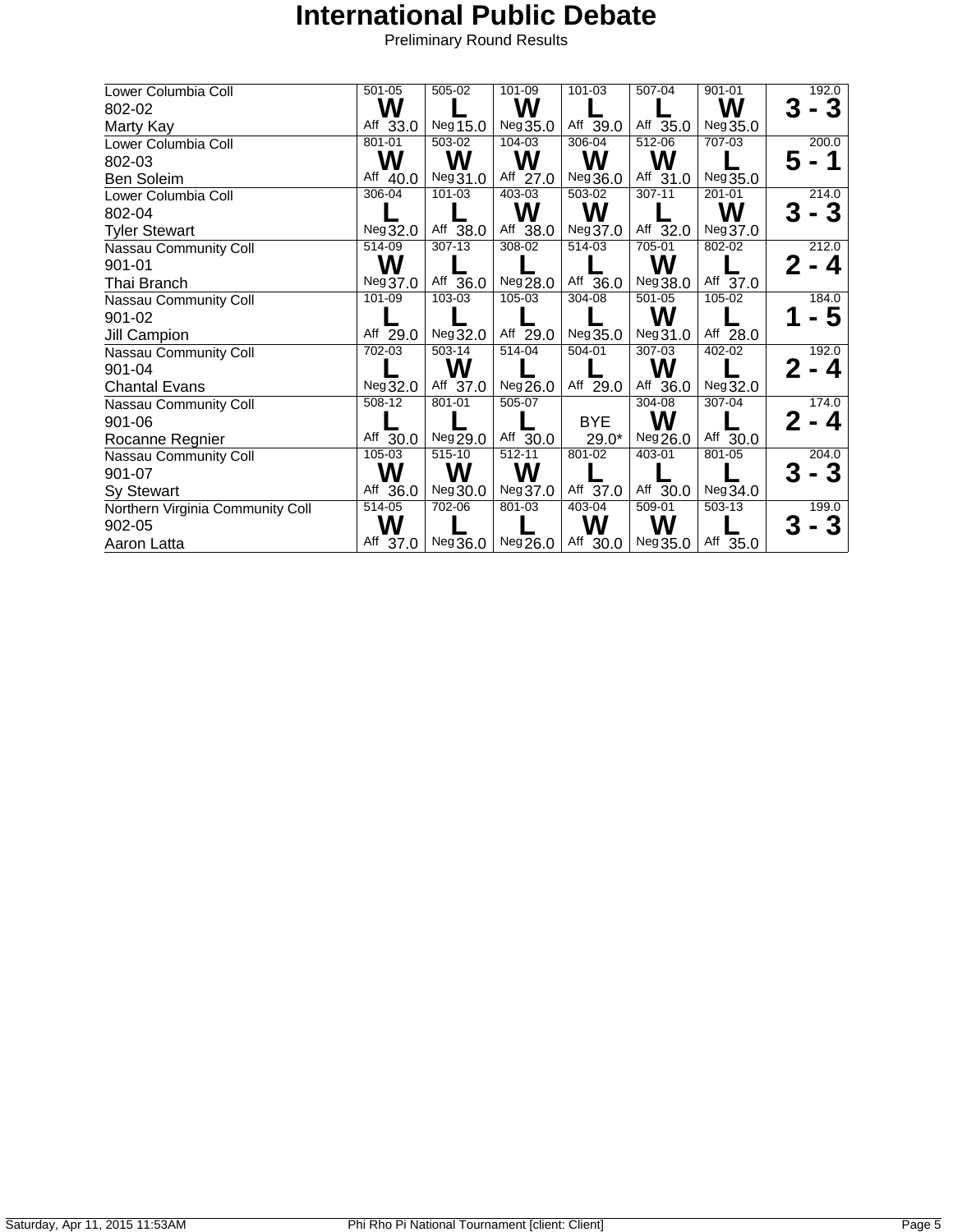# International Public Debate

Preliminary Round Results

| Entry | Round 1 | Round 2 | Round 3 | Round 4 | Round 5 | Round 6 | Record |
|---|---|---|---|---|---|---|---|
| Lower Columbia Coll<br>802-02<br>Marty Kay | 501-05<br>W<br>Aff 33.0 | 505-02<br>L<br>Neg 15.0 | 101-09<br>W<br>Neg 35.0 | 101-03<br>L<br>Aff 39.0 | 507-04<br>L<br>Aff 35.0 | 901-01<br>W<br>Neg 35.0 | 192.0<br>3 - 3 |
| Lower Columbia Coll<br>802-03<br>Ben Soleim | 801-01<br>W<br>Aff 40.0 | 503-02<br>W<br>Neg 31.0 | 104-03<br>W<br>Aff 27.0 | 306-04<br>W<br>Neg 36.0 | 512-06<br>W<br>Aff 31.0 | 707-03<br>L<br>Neg 35.0 | 200.0<br>5 - 1 |
| Lower Columbia Coll<br>802-04<br>Tyler Stewart | 306-04<br>L<br>Neg 32.0 | 101-03<br>L<br>Aff 38.0 | 403-03<br>W<br>Aff 38.0 | 503-02<br>W<br>Neg 37.0 | 307-11<br>L<br>Aff 32.0 | 201-01<br>W<br>Neg 37.0 | 214.0<br>3 - 3 |
| Nassau Community Coll<br>901-01<br>Thai Branch | 514-09<br>W<br>Neg 37.0 | 307-13<br>L<br>Aff 36.0 | 308-02<br>L<br>Neg 28.0 | 514-03<br>L<br>Aff 36.0 | 705-01<br>W<br>Neg 38.0 | 802-02<br>L<br>Aff 37.0 | 212.0<br>2 - 4 |
| Nassau Community Coll<br>901-02<br>Jill Campion | 101-09<br>L<br>Aff 29.0 | 103-03<br>L<br>Neg 32.0 | 105-03<br>L<br>Aff 29.0 | 304-08<br>L<br>Neg 35.0 | 501-05<br>W<br>Neg 31.0 | 105-02<br>L<br>Aff 28.0 | 184.0<br>1 - 5 |
| Nassau Community Coll<br>901-04<br>Chantal Evans | 702-03<br>L<br>Neg 32.0 | 503-14<br>W<br>Aff 37.0 | 514-04<br>L<br>Neg 26.0 | 504-01<br>L<br>Aff 29.0 | 307-03<br>W<br>Aff 36.0 | 402-02<br>L<br>Neg 32.0 | 192.0<br>2 - 4 |
| Nassau Community Coll<br>901-06<br>Rocanne Regnier | 508-12<br>L<br>Aff 30.0 | 801-01<br>L<br>Neg 29.0 | 505-07<br>L<br>Aff 30.0 | BYE<br>29.0* | 304-08<br>W<br>Neg 26.0 | 307-04<br>L<br>Aff 30.0 | 174.0<br>2 - 4 |
| Nassau Community Coll<br>901-07<br>Sy Stewart | 105-03<br>W<br>Aff 36.0 | 515-10<br>W<br>Neg 30.0 | 512-11<br>W<br>Neg 37.0 | 801-02<br>L<br>Aff 37.0 | 403-01<br>L<br>Aff 30.0 | 801-05<br>L<br>Neg 34.0 | 204.0<br>3 - 3 |
| Northern Virginia Community Coll<br>902-05<br>Aaron Latta | 514-05<br>W<br>Aff 37.0 | 702-06<br>L<br>Neg 36.0 | 801-03<br>L<br>Neg 26.0 | 403-04<br>W<br>Aff 30.0 | 509-01<br>W<br>Neg 35.0 | 503-13<br>L<br>Aff 35.0 | 199.0<br>3 - 3 |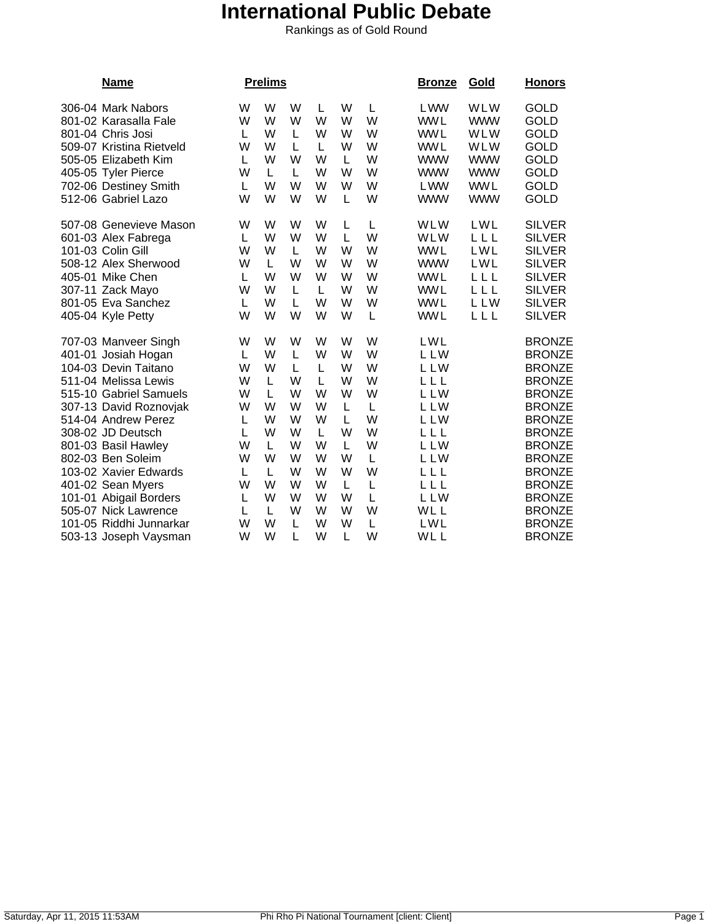# International Public Debate

Rankings as of Gold Round

| Name | Prelims | | | | | | Bronze | Gold | Honors |
|---|---|---|---|---|---|---|---|---|---|
| 306-04 Mark Nabors | W | W | W | L | W | L | LWW | WLW | GOLD |
| 801-02 Karasalla Fale | W | W | W | W | W | W | WWL | WWW | GOLD |
| 801-04 Chris Josi | L | W | L | W | W | W | WWL | WLW | GOLD |
| 509-07 Kristina Rietveld | W | W | L | L | W | W | WWL | WLW | GOLD |
| 505-05 Elizabeth Kim | L | W | W | W | L | W | WWW | WWW | GOLD |
| 405-05 Tyler Pierce | W | L | L | W | W | W | WWW | WWW | GOLD |
| 702-06 Destiney Smith | L | W | W | W | W | W | LWW | WWL | GOLD |
| 512-06 Gabriel Lazo | W | W | W | W | L | W | WWW | WWW | GOLD |
| 507-08 Genevieve Mason | W | W | W | W | L | L | WLW | LWL | SILVER |
| 601-03 Alex Fabrega | L | W | W | W | L | W | WLW | L L L | SILVER |
| 101-03 Colin Gill | W | W | L | W | W | W | WWL | LWL | SILVER |
| 508-12 Alex Sherwood | W | L | W | W | W | W | WWW | LWL | SILVER |
| 405-01 Mike Chen | L | W | W | W | W | W | WWL | L L L | SILVER |
| 307-11 Zack Mayo | W | W | L | L | W | W | WWL | L L L | SILVER |
| 801-05 Eva Sanchez | L | W | L | W | W | W | WWL | L LW | SILVER |
| 405-04 Kyle Petty | W | W | W | W | W | L | WWL | L L L | SILVER |
| 707-03 Manveer Singh | W | W | W | W | W | W | LWL | | BRONZE |
| 401-01 Josiah Hogan | L | W | L | W | W | W | L LW | | BRONZE |
| 104-03 Devin Taitano | W | W | L | L | W | W | L LW | | BRONZE |
| 511-04 Melissa Lewis | W | L | W | L | W | W | L L L | | BRONZE |
| 515-10 Gabriel Samuels | W | L | W | W | W | W | L LW | | BRONZE |
| 307-13 David Roznovjak | W | W | W | W | L | L | L LW | | BRONZE |
| 514-04 Andrew Perez | L | W | W | W | L | W | L LW | | BRONZE |
| 308-02 JD Deutsch | L | W | W | L | W | W | L L L | | BRONZE |
| 801-03 Basil Hawley | W | L | W | W | L | W | L LW | | BRONZE |
| 802-03 Ben Soleim | W | W | W | W | W | L | L LW | | BRONZE |
| 103-02 Xavier Edwards | L | L | W | W | W | W | L L L | | BRONZE |
| 401-02 Sean Myers | W | W | W | W | L | L | L L L | | BRONZE |
| 101-01 Abigail Borders | L | W | W | W | W | L | L LW | | BRONZE |
| 505-07 Nick Lawrence | L | L | W | W | W | W | WL L | | BRONZE |
| 101-05 Riddhi Junnarkar | W | W | L | W | W | L | LWL | | BRONZE |
| 503-13 Joseph Vaysman | W | W | L | W | L | W | WL L | | BRONZE |